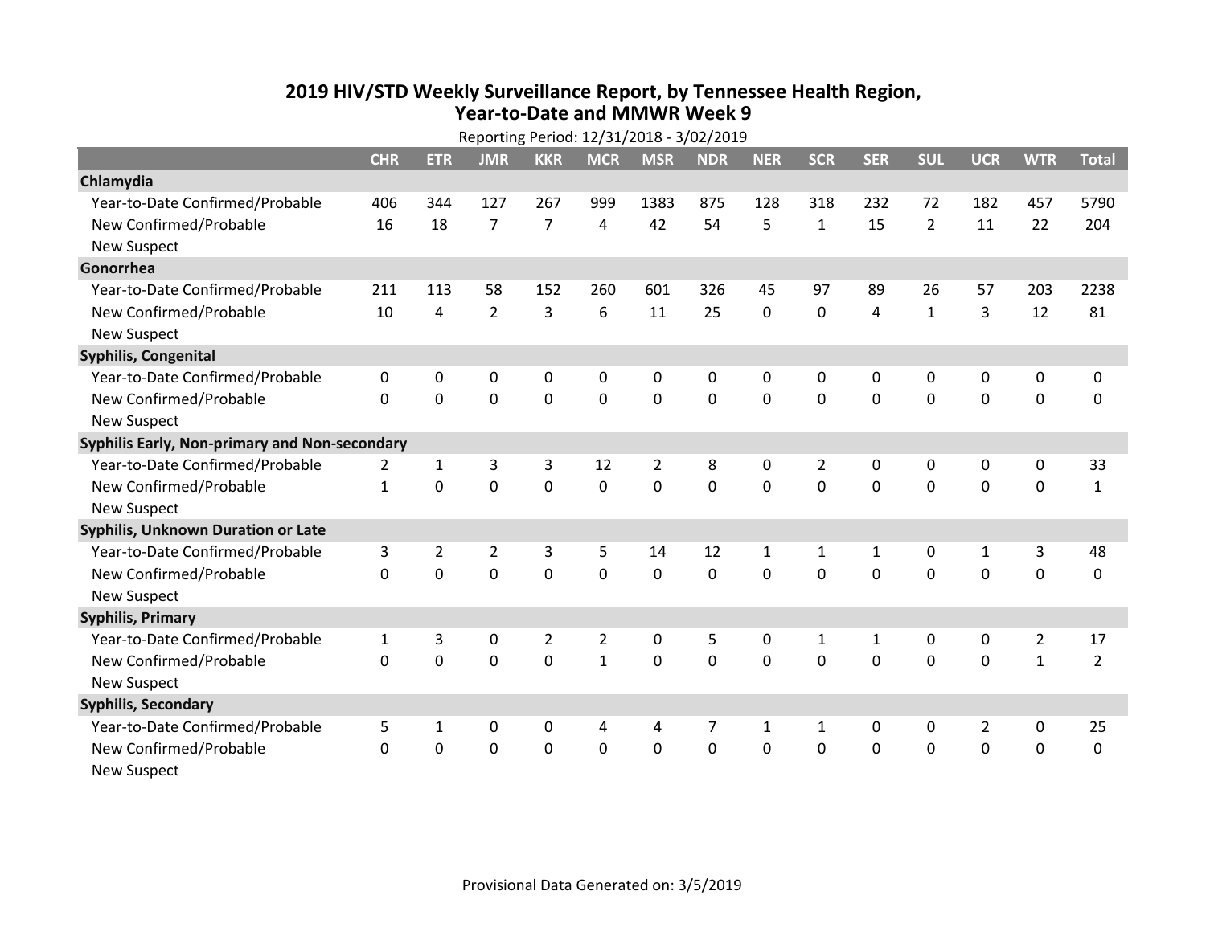# 2019 HIV/STD Weekly Surveillance Report, by Tennessee Health Region, Year-to-Date and MMWR Week 9

Reporting Period: 12/31/2018 - 3/02/2019

| | CHR | ETR | JMR | KKR | MCR | MSR | NDR | NER | SCR | SER | SUL | UCR | WTR | Total |
|---|---|---|---|---|---|---|---|---|---|---|---|---|---|---|
| **Chlamydia** | | | | | | | | | | | | | | |
| Year-to-Date Confirmed/Probable | 406 | 344 | 127 | 267 | 999 | 1383 | 875 | 128 | 318 | 232 | 72 | 182 | 457 | 5790 |
| New Confirmed/Probable | 16 | 18 | 7 | 7 | 4 | 42 | 54 | 5 | 1 | 15 | 2 | 11 | 22 | 204 |
| New Suspect | | | | | | | | | | | | | | |
| **Gonorrhea** | | | | | | | | | | | | | | |
| Year-to-Date Confirmed/Probable | 211 | 113 | 58 | 152 | 260 | 601 | 326 | 45 | 97 | 89 | 26 | 57 | 203 | 2238 |
| New Confirmed/Probable | 10 | 4 | 2 | 3 | 6 | 11 | 25 | 0 | 0 | 4 | 1 | 3 | 12 | 81 |
| New Suspect | | | | | | | | | | | | | | |
| **Syphilis, Congenital** | | | | | | | | | | | | | | |
| Year-to-Date Confirmed/Probable | 0 | 0 | 0 | 0 | 0 | 0 | 0 | 0 | 0 | 0 | 0 | 0 | 0 | 0 |
| New Confirmed/Probable | 0 | 0 | 0 | 0 | 0 | 0 | 0 | 0 | 0 | 0 | 0 | 0 | 0 | 0 |
| New Suspect | | | | | | | | | | | | | | |
| **Syphilis Early, Non-primary and Non-secondary** | | | | | | | | | | | | | | |
| Year-to-Date Confirmed/Probable | 2 | 1 | 3 | 3 | 12 | 2 | 8 | 0 | 2 | 0 | 0 | 0 | 0 | 33 |
| New Confirmed/Probable | 1 | 0 | 0 | 0 | 0 | 0 | 0 | 0 | 0 | 0 | 0 | 0 | 0 | 1 |
| New Suspect | | | | | | | | | | | | | | |
| **Syphilis, Unknown Duration or Late** | | | | | | | | | | | | | | |
| Year-to-Date Confirmed/Probable | 3 | 2 | 2 | 3 | 5 | 14 | 12 | 1 | 1 | 1 | 0 | 1 | 3 | 48 |
| New Confirmed/Probable | 0 | 0 | 0 | 0 | 0 | 0 | 0 | 0 | 0 | 0 | 0 | 0 | 0 | 0 |
| New Suspect | | | | | | | | | | | | | | |
| **Syphilis, Primary** | | | | | | | | | | | | | | |
| Year-to-Date Confirmed/Probable | 1 | 3 | 0 | 2 | 2 | 0 | 5 | 0 | 1 | 1 | 0 | 0 | 2 | 17 |
| New Confirmed/Probable | 0 | 0 | 0 | 0 | 1 | 0 | 0 | 0 | 0 | 0 | 0 | 0 | 1 | 2 |
| New Suspect | | | | | | | | | | | | | | |
| **Syphilis, Secondary** | | | | | | | | | | | | | | |
| Year-to-Date Confirmed/Probable | 5 | 1 | 0 | 0 | 4 | 4 | 7 | 1 | 1 | 0 | 0 | 2 | 0 | 25 |
| New Confirmed/Probable | 0 | 0 | 0 | 0 | 0 | 0 | 0 | 0 | 0 | 0 | 0 | 0 | 0 | 0 |
| New Suspect | | | | | | | | | | | | | | |

Provisional Data Generated on: 3/5/2019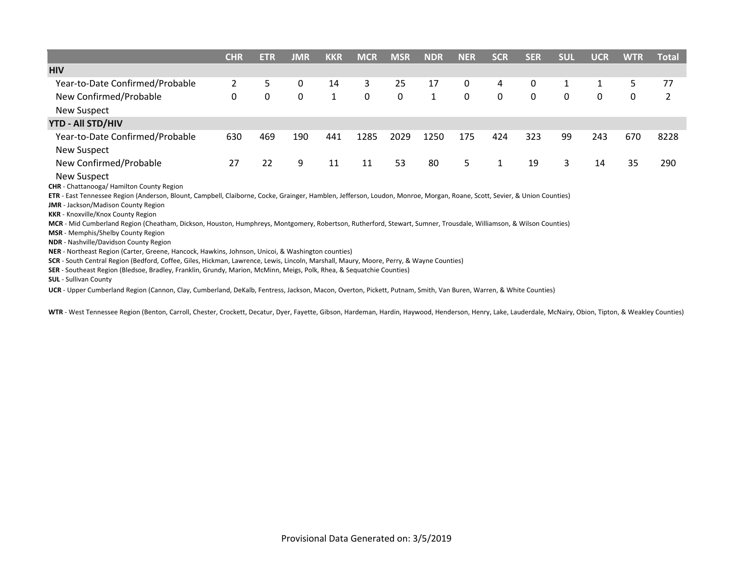| | CHR | ETR | JMR | KKR | MCR | MSR | NDR | NER | SCR | SER | SUL | UCR | WTR | Total |
|---|---|---|---|---|---|---|---|---|---|---|---|---|---|---|
| **HIV** | | | | | | | | | | | | | | |
| Year-to-Date Confirmed/Probable | 2 | 5 | 0 | 14 | 3 | 25 | 17 | 0 | 4 | 0 | 1 | 1 | 5 | 77 |
| New Confirmed/Probable | 0 | 0 | 0 | 1 | 0 | 0 | 1 | 0 | 0 | 0 | 0 | 0 | 0 | 2 |
| New Suspect | | | | | | | | | | | | | | |
| **YTD - All STD/HIV** | | | | | | | | | | | | | | |
| Year-to-Date Confirmed/Probable | 630 | 469 | 190 | 441 | 1285 | 2029 | 1250 | 175 | 424 | 323 | 99 | 243 | 670 | 8228 |
| New Suspect | | | | | | | | | | | | | | |
| New Confirmed/Probable | 27 | 22 | 9 | 11 | 11 | 53 | 80 | 5 | 1 | 19 | 3 | 14 | 35 | 290 |
| New Suspect | | | | | | | | | | | | | | |

**CHR** - Chattanooga/ Hamilton County Region

**ETR** - East Tennessee Region (Anderson, Blount, Campbell, Claiborne, Cocke, Grainger, Hamblen, Jefferson, Loudon, Monroe, Morgan, Roane, Scott, Sevier, & Union Counties)

**JMR** - Jackson/Madison County Region

**KKR** - Knoxville/Knox County Region

**MCR** - Mid Cumberland Region (Cheatham, Dickson, Houston, Humphreys, Montgomery, Robertson, Rutherford, Stewart, Sumner, Trousdale, Williamson, & Wilson Counties)

**MSR** - Memphis/Shelby County Region

**NDR** - Nashville/Davidson County Region

**NER** - Northeast Region (Carter, Greene, Hancock, Hawkins, Johnson, Unicoi, & Washington counties)

**SCR** - South Central Region (Bedford, Coffee, Giles, Hickman, Lawrence, Lewis, Lincoln, Marshall, Maury, Moore, Perry, & Wayne Counties)

**SER** - Southeast Region (Bledsoe, Bradley, Franklin, Grundy, Marion, McMinn, Meigs, Polk, Rhea, & Sequatchie Counties)

**SUL** - Sullivan County

**UCR** - Upper Cumberland Region (Cannon, Clay, Cumberland, DeKalb, Fentress, Jackson, Macon, Overton, Pickett, Putnam, Smith, Van Buren, Warren, & White Counties)

**WTR** - West Tennessee Region (Benton, Carroll, Chester, Crockett, Decatur, Dyer, Fayette, Gibson, Hardeman, Hardin, Haywood, Henderson, Henry, Lake, Lauderdale, McNairy, Obion, Tipton, & Weakley Counties)

Provisional Data Generated on: 3/5/2019